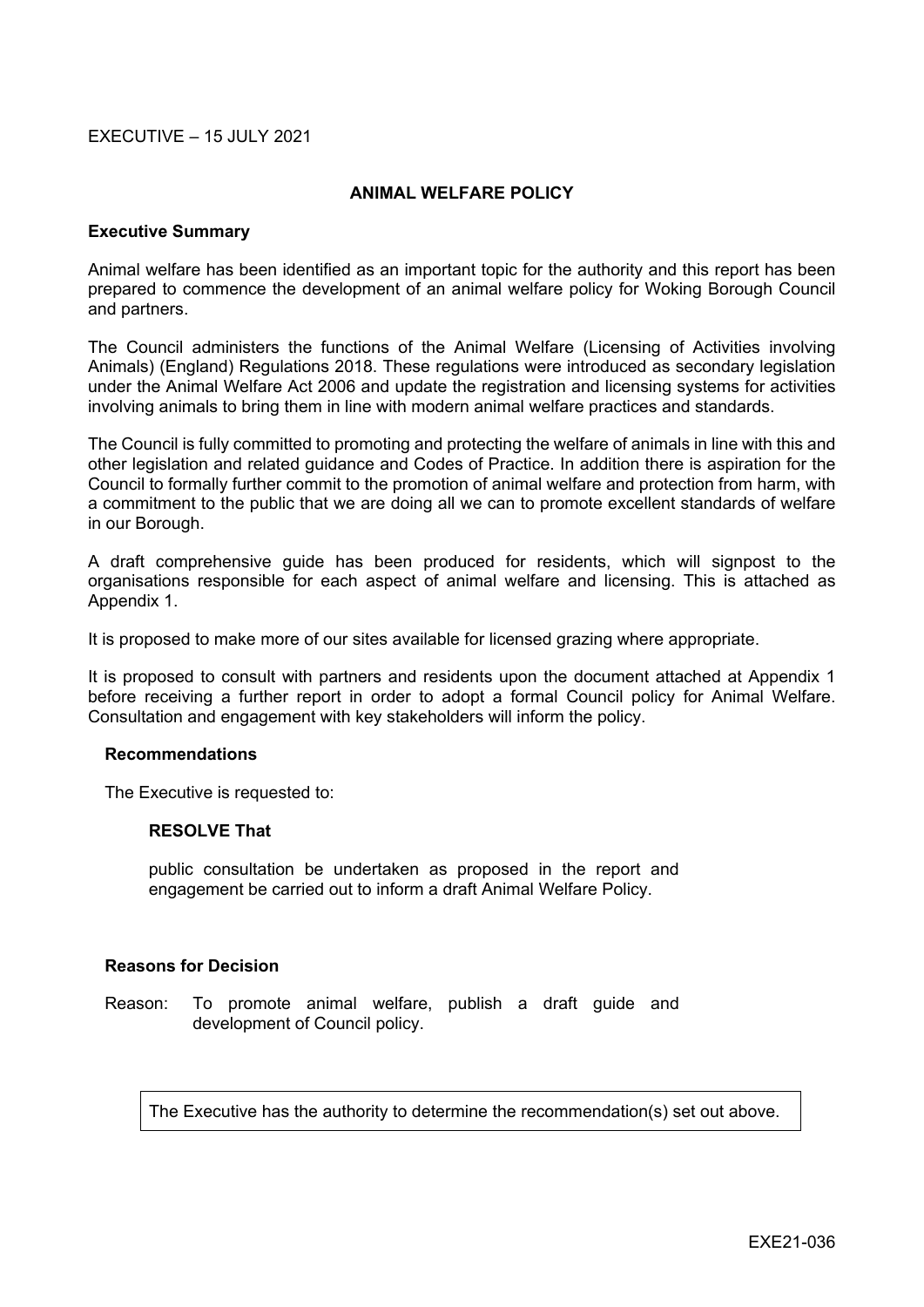EXECUTIVE – 15 JULY 2021

# ANIMAL WELFARE POLICY

## Executive Summary

Animal welfare has been identified as an important topic for the authority and this report has been prepared to commence the development of an animal welfare policy for Woking Borough Council and partners.

The Council administers the functions of the Animal Welfare (Licensing of Activities involving Animals) (England) Regulations 2018. These regulations were introduced as secondary legislation under the Animal Welfare Act 2006 and update the registration and licensing systems for activities involving animals to bring them in line with modern animal welfare practices and standards.

The Council is fully committed to promoting and protecting the welfare of animals in line with this and other legislation and related guidance and Codes of Practice. In addition there is aspiration for the Council to formally further commit to the promotion of animal welfare and protection from harm, with a commitment to the public that we are doing all we can to promote excellent standards of welfare in our Borough.

A draft comprehensive guide has been produced for residents, which will signpost to the organisations responsible for each aspect of animal welfare and licensing. This is attached as Appendix 1.

It is proposed to make more of our sites available for licensed grazing where appropriate.

It is proposed to consult with partners and residents upon the document attached at Appendix 1 before receiving a further report in order to adopt a formal Council policy for Animal Welfare. Consultation and engagement with key stakeholders will inform the policy.

### Recommendations

The Executive is requested to:

**RESOLVE That**

public consultation be undertaken as proposed in the report and engagement be carried out to inform a draft Animal Welfare Policy.

### Reasons for Decision

Reason: To promote animal welfare, publish a draft guide and development of Council policy.

The Executive has the authority to determine the recommendation(s) set out above.

EXE21-036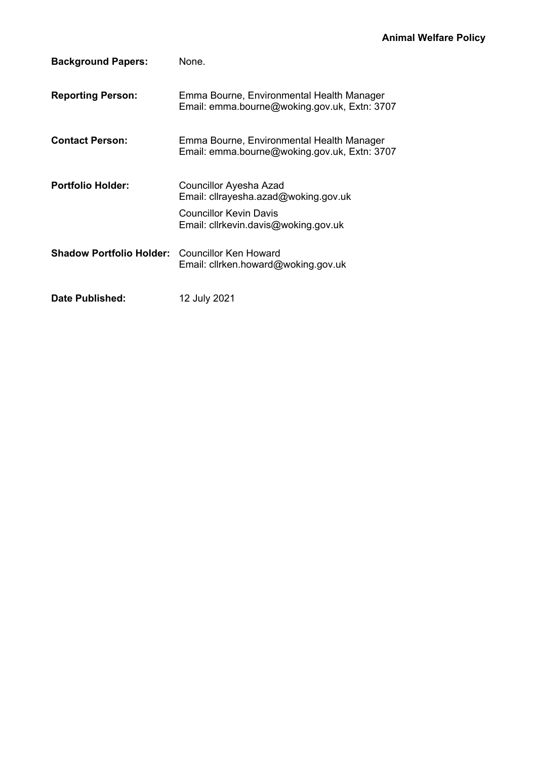**Background Papers:** None.

**Reporting Person:** Emma Bourne, Environmental Health Manager
Email: emma.bourne@woking.gov.uk, Extn: 3707

**Contact Person:** Emma Bourne, Environmental Health Manager
Email: emma.bourne@woking.gov.uk, Extn: 3707

**Portfolio Holder:** Councillor Ayesha Azad
Email: cllrayesha.azad@woking.gov.uk

Councillor Kevin Davis
Email: cllrkevin.davis@woking.gov.uk

**Shadow Portfolio Holder:** Councillor Ken Howard
Email: cllrken.howard@woking.gov.uk

**Date Published:** 12 July 2021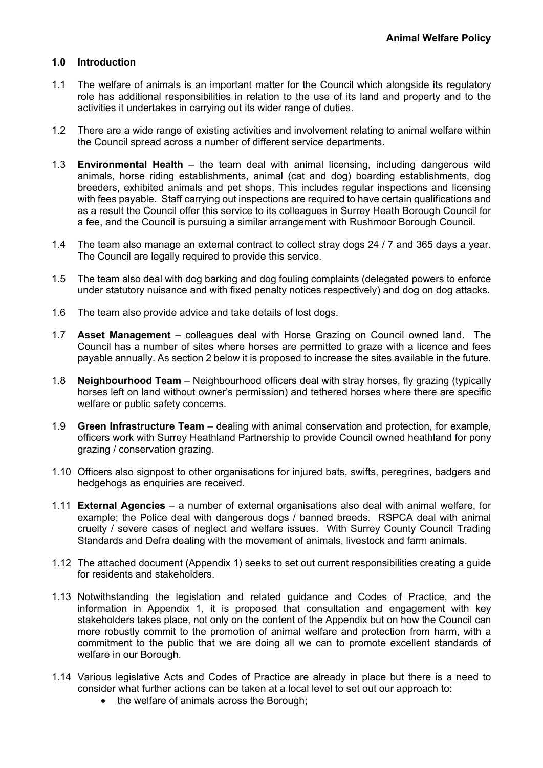## 1.0 Introduction

1.1 The welfare of animals is an important matter for the Council which alongside its regulatory role has additional responsibilities in relation to the use of its land and property and to the activities it undertakes in carrying out its wider range of duties.

1.2 There are a wide range of existing activities and involvement relating to animal welfare within the Council spread across a number of different service departments.

1.3 **Environmental Health** – the team deal with animal licensing, including dangerous wild animals, horse riding establishments, animal (cat and dog) boarding establishments, dog breeders, exhibited animals and pet shops. This includes regular inspections and licensing with fees payable. Staff carrying out inspections are required to have certain qualifications and as a result the Council offer this service to its colleagues in Surrey Heath Borough Council for a fee, and the Council is pursuing a similar arrangement with Rushmoor Borough Council.

1.4 The team also manage an external contract to collect stray dogs 24 / 7 and 365 days a year. The Council are legally required to provide this service.

1.5 The team also deal with dog barking and dog fouling complaints (delegated powers to enforce under statutory nuisance and with fixed penalty notices respectively) and dog on dog attacks.

1.6 The team also provide advice and take details of lost dogs.

1.7 **Asset Management** – colleagues deal with Horse Grazing on Council owned land. The Council has a number of sites where horses are permitted to graze with a licence and fees payable annually. As section 2 below it is proposed to increase the sites available in the future.

1.8 **Neighbourhood Team** – Neighbourhood officers deal with stray horses, fly grazing (typically horses left on land without owner's permission) and tethered horses where there are specific welfare or public safety concerns.

1.9 **Green Infrastructure Team** – dealing with animal conservation and protection, for example, officers work with Surrey Heathland Partnership to provide Council owned heathland for pony grazing / conservation grazing.

1.10 Officers also signpost to other organisations for injured bats, swifts, peregrines, badgers and hedgehogs as enquiries are received.

1.11 **External Agencies** – a number of external organisations also deal with animal welfare, for example; the Police deal with dangerous dogs / banned breeds. RSPCA deal with animal cruelty / severe cases of neglect and welfare issues. With Surrey County Council Trading Standards and Defra dealing with the movement of animals, livestock and farm animals.

1.12 The attached document (Appendix 1) seeks to set out current responsibilities creating a guide for residents and stakeholders.

1.13 Notwithstanding the legislation and related guidance and Codes of Practice, and the information in Appendix 1, it is proposed that consultation and engagement with key stakeholders takes place, not only on the content of the Appendix but on how the Council can more robustly commit to the promotion of animal welfare and protection from harm, with a commitment to the public that we are doing all we can to promote excellent standards of welfare in our Borough.

1.14 Various legislative Acts and Codes of Practice are already in place but there is a need to consider what further actions can be taken at a local level to set out our approach to:

- the welfare of animals across the Borough;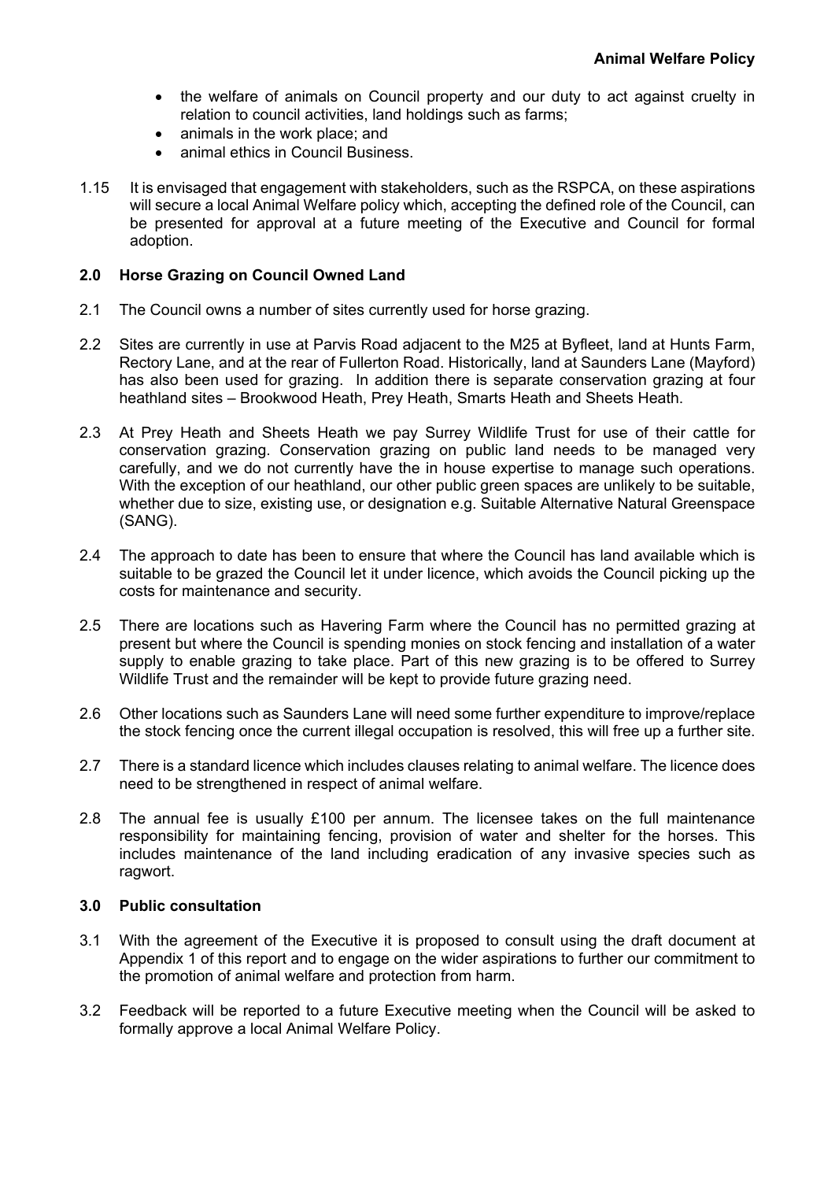- the welfare of animals on Council property and our duty to act against cruelty in relation to council activities, land holdings such as farms;
- animals in the work place; and
- animal ethics in Council Business.

1.15 It is envisaged that engagement with stakeholders, such as the RSPCA, on these aspirations will secure a local Animal Welfare policy which, accepting the defined role of the Council, can be presented for approval at a future meeting of the Executive and Council for formal adoption.

## 2.0 Horse Grazing on Council Owned Land

2.1 The Council owns a number of sites currently used for horse grazing.

2.2 Sites are currently in use at Parvis Road adjacent to the M25 at Byfleet, land at Hunts Farm, Rectory Lane, and at the rear of Fullerton Road. Historically, land at Saunders Lane (Mayford) has also been used for grazing. In addition there is separate conservation grazing at four heathland sites – Brookwood Heath, Prey Heath, Smarts Heath and Sheets Heath.

2.3 At Prey Heath and Sheets Heath we pay Surrey Wildlife Trust for use of their cattle for conservation grazing. Conservation grazing on public land needs to be managed very carefully, and we do not currently have the in house expertise to manage such operations. With the exception of our heathland, our other public green spaces are unlikely to be suitable, whether due to size, existing use, or designation e.g. Suitable Alternative Natural Greenspace (SANG).

2.4 The approach to date has been to ensure that where the Council has land available which is suitable to be grazed the Council let it under licence, which avoids the Council picking up the costs for maintenance and security.

2.5 There are locations such as Havering Farm where the Council has no permitted grazing at present but where the Council is spending monies on stock fencing and installation of a water supply to enable grazing to take place. Part of this new grazing is to be offered to Surrey Wildlife Trust and the remainder will be kept to provide future grazing need.

2.6 Other locations such as Saunders Lane will need some further expenditure to improve/replace the stock fencing once the current illegal occupation is resolved, this will free up a further site.

2.7 There is a standard licence which includes clauses relating to animal welfare. The licence does need to be strengthened in respect of animal welfare.

2.8 The annual fee is usually £100 per annum. The licensee takes on the full maintenance responsibility for maintaining fencing, provision of water and shelter for the horses. This includes maintenance of the land including eradication of any invasive species such as ragwort.

## 3.0 Public consultation

3.1 With the agreement of the Executive it is proposed to consult using the draft document at Appendix 1 of this report and to engage on the wider aspirations to further our commitment to the promotion of animal welfare and protection from harm.

3.2 Feedback will be reported to a future Executive meeting when the Council will be asked to formally approve a local Animal Welfare Policy.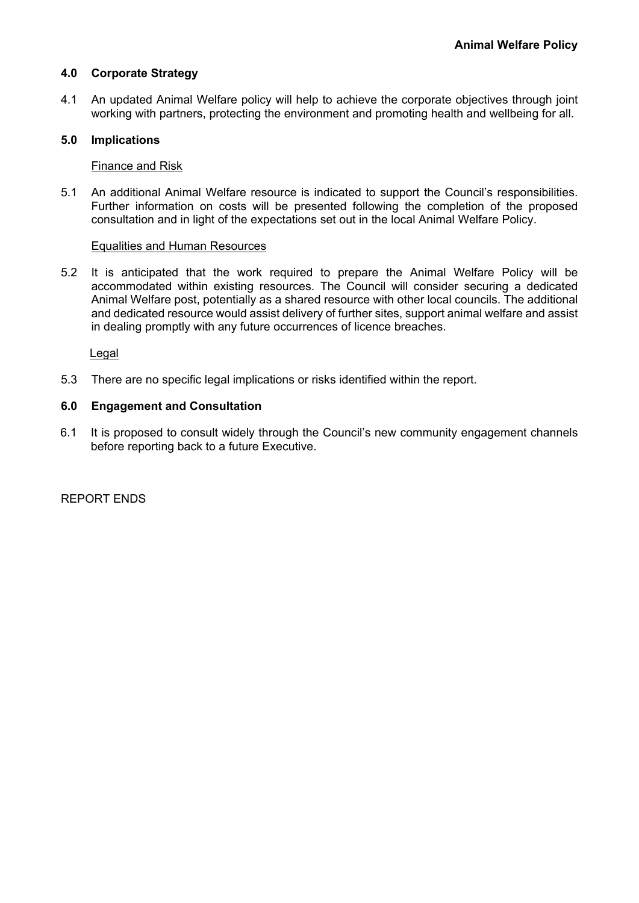## 4.0 Corporate Strategy

4.1 An updated Animal Welfare policy will help to achieve the corporate objectives through joint working with partners, protecting the environment and promoting health and wellbeing for all.

## 5.0 Implications

Finance and Risk

5.1 An additional Animal Welfare resource is indicated to support the Council's responsibilities. Further information on costs will be presented following the completion of the proposed consultation and in light of the expectations set out in the local Animal Welfare Policy.

Equalities and Human Resources

5.2 It is anticipated that the work required to prepare the Animal Welfare Policy will be accommodated within existing resources. The Council will consider securing a dedicated Animal Welfare post, potentially as a shared resource with other local councils. The additional and dedicated resource would assist delivery of further sites, support animal welfare and assist in dealing promptly with any future occurrences of licence breaches.

Legal

5.3 There are no specific legal implications or risks identified within the report.

## 6.0 Engagement and Consultation

6.1 It is proposed to consult widely through the Council's new community engagement channels before reporting back to a future Executive.

REPORT ENDS